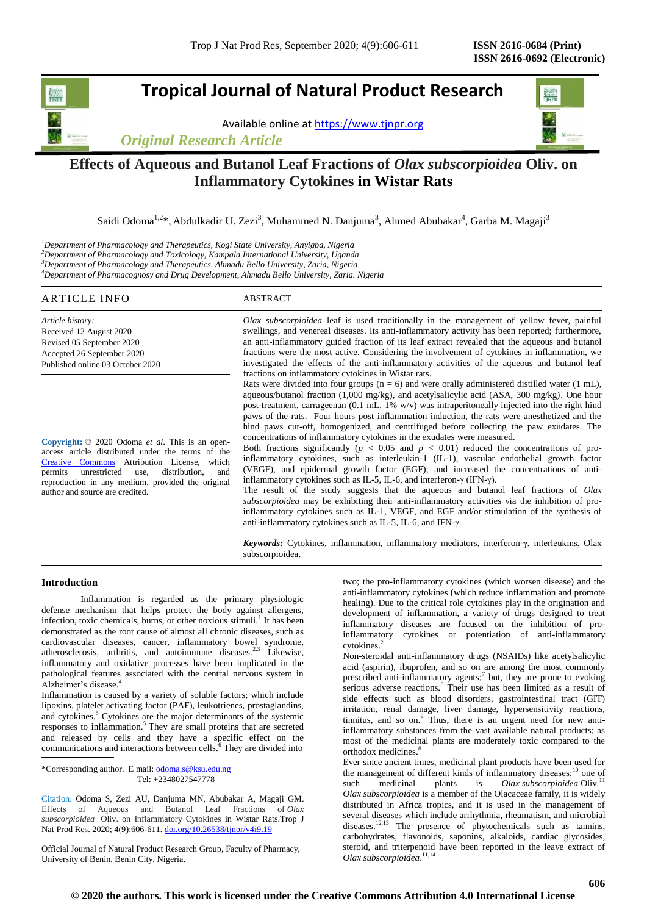# Tropical Journal of Natural Product Research

Available online at https://www.tjnpr.org

*Original Research Article*

# Effects of Aqueous and Butanol Leaf Fractions of *Olax subscorpioidea* Oliv. on Inflammatory Cytokines in Wistar Rats

Saidi Odoma[1,2]*, Abdulkadir U. Zezi[3], Muhammed N. Danjuma[3], Ahmed Abubakar[4], Garba M. Magaji[3]

[1]*Department of Pharmacology and Therapeutics, Kogi State University, Anyigba, Nigeria*
[2]*Department of Pharmacology and Toxicology, Kampala International University, Uganda*
[3]*Department of Pharmacology and Therapeutics, Ahmadu Bello University, Zaria, Nigeria*
[4]*Department of Pharmacognosy and Drug Development, Ahmadu Bello University, Zaria. Nigeria*

## ARTICLE INFO

*Article history:*
Received 12 August 2020
Revised 05 September 2020
Accepted 26 September 2020
Published online 03 October 2020

**Copyright:** © 2020 Odoma *et al*. This is an open-access article distributed under the terms of the Creative Commons Attribution License, which permits unrestricted use, distribution, and reproduction in any medium, provided the original author and source are credited.

## ABSTRACT

*Olax subscorpioidea* leaf is used traditionally in the management of yellow fever, painful swellings, and venereal diseases. Its anti-inflammatory activity has been reported; furthermore, an anti-inflammatory guided fraction of its leaf extract revealed that the aqueous and butanol fractions were the most active. Considering the involvement of cytokines in inflammation, we investigated the effects of the anti-inflammatory activities of the aqueous and butanol leaf fractions on inflammatory cytokines in Wistar rats.

Rats were divided into four groups (n = 6) and were orally administered distilled water (1 mL), aqueous/butanol fraction (1,000 mg/kg), and acetylsalicylic acid (ASA, 300 mg/kg). One hour post-treatment, carrageenan (0.1 mL, 1% w/v) was intraperitoneally injected into the right hind paws of the rats. Four hours post inflammation induction, the rats were anesthetized and the hind paws cut-off, homogenized, and centrifuged before collecting the paw exudates. The concentrations of inflammatory cytokines in the exudates were measured.

Both fractions significantly ($p < 0.05$ and $p < 0.01$) reduced the concentrations of pro-inflammatory cytokines, such as interleukin-1 (IL-1), vascular endothelial growth factor (VEGF), and epidermal growth factor (EGF); and increased the concentrations of anti-inflammatory cytokines such as IL-5, IL-6, and interferon-γ (IFN-γ).

The result of the study suggests that the aqueous and butanol leaf fractions of *Olax subscorpioidea* may be exhibiting their anti-inflammatory activities via the inhibition of pro-inflammatory cytokines such as IL-1, VEGF, and EGF and/or stimulation of the synthesis of anti-inflammatory cytokines such as IL-5, IL-6, and IFN-γ.

***Keywords:*** Cytokines, inflammation, inflammatory mediators, interferon-γ, interleukins, Olax subscorpioidea.

## Introduction

Inflammation is regarded as the primary physiologic defense mechanism that helps protect the body against allergens, infection, toxic chemicals, burns, or other noxious stimuli.[1] It has been demonstrated as the root cause of almost all chronic diseases, such as cardiovascular diseases, cancer, inflammatory bowel syndrome, atherosclerosis, arthritis, and autoimmune diseases.[2,3] Likewise, inflammatory and oxidative processes have been implicated in the pathological features associated with the central nervous system in Alzheimer's disease.[4]

Inflammation is caused by a variety of soluble factors; which include lipoxins, platelet activating factor (PAF), leukotrienes, prostaglandins, and cytokines.[5] Cytokines are the major determinants of the systemic responses to inflammation.[5] They are small proteins that are secreted and released by cells and they have a specific effect on the communications and interactions between cells.[6] They are divided into two; the pro-inflammatory cytokines (which worsen disease) and the anti-inflammatory cytokines (which reduce inflammation and promote healing). Due to the critical role cytokines play in the origination and development of inflammation, a variety of drugs designed to treat inflammatory diseases are focused on the inhibition of pro-inflammatory cytokines or potentiation of anti-inflammatory cytokines.[2]

Non-steroidal anti-inflammatory drugs (NSAIDs) like acetylsalicylic acid (aspirin), ibuprofen, and so on are among the most commonly prescribed anti-inflammatory agents;[7] but, they are prone to evoking serious adverse reactions.[8] Their use has been limited as a result of side effects such as blood disorders, gastrointestinal tract (GIT) irritation, renal damage, liver damage, hypersensitivity reactions, tinnitus, and so on.[9] Thus, there is an urgent need for new anti-inflammatory substances from the vast available natural products; as most of the medicinal plants are moderately toxic compared to the orthodox medicines.[8]

Ever since ancient times, medicinal plant products have been used for the management of different kinds of inflammatory diseases;[10] one of such medicinal plants is *Olax subscorpioidea* Oliv.[11] *Olax subscorpioidea* is a member of the Olacaceae family, it is widely distributed in Africa tropics, and it is used in the management of several diseases which include arrhythmia, rheumatism, and microbial diseases.[12,13] The presence of phytochemicals such as tannins, carbohydrates, flavonoids, saponins, alkaloids, cardiac glycosides, steroid, and triterpenoid have been reported in the leave extract of *Olax subscorpioidea*.[11,14]

*Corresponding author. E mail: odoma.s@ksu.edu.ng
Tel: +2348027547778

Citation: Odoma S, Zezi AU, Danjuma MN, Abubakar A, Magaji GM. Effects of Aqueous and Butanol Leaf Fractions of *Olax subscorpioidea* Oliv. on Inflammatory Cytokines in Wistar Rats.Trop J Nat Prod Res. 2020; 4(9):606-611. doi.org/10.26538/tjnpr/v4i9.19

Official Journal of Natural Product Research Group, Faculty of Pharmacy, University of Benin, Benin City, Nigeria.

© 2020 the authors. This work is licensed under the Creative Commons Attribution 4.0 International License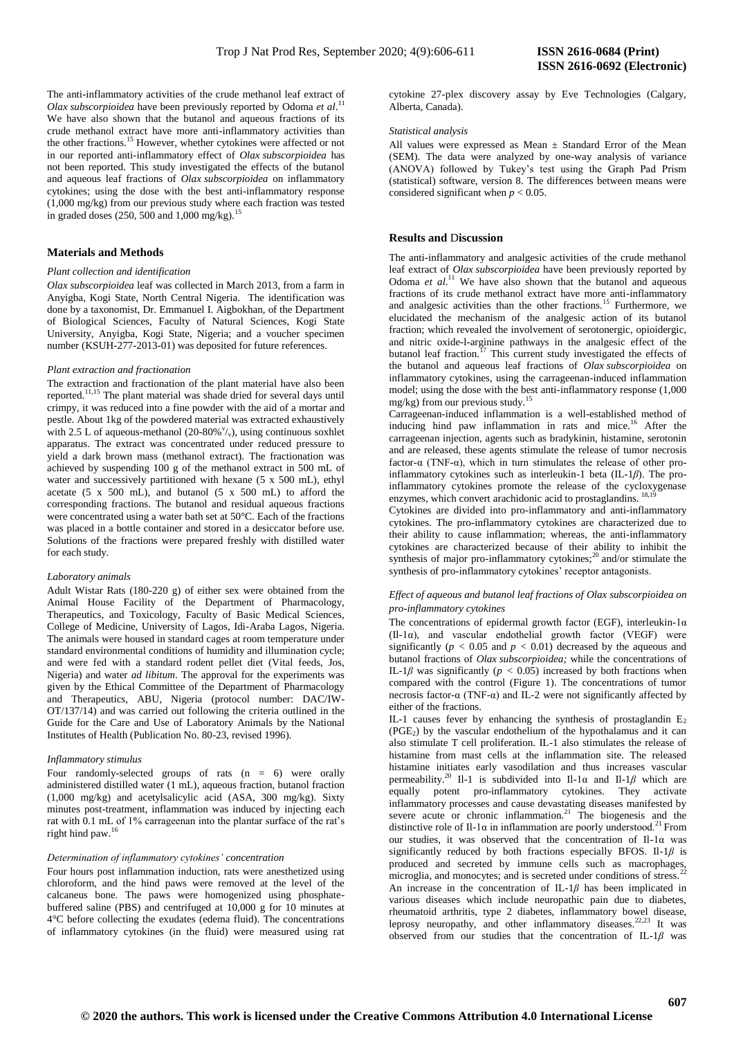The anti-inflammatory activities of the crude methanol leaf extract of *Olax subscorpioidea* have been previously reported by Odoma *et al*.[11] We have also shown that the butanol and aqueous fractions of its crude methanol extract have more anti-inflammatory activities than the other fractions.[15] However, whether cytokines were affected or not in our reported anti-inflammatory effect of *Olax subscorpioidea* has not been reported. This study investigated the effects of the butanol and aqueous leaf fractions of *Olax subscorpioidea* on inflammatory cytokines; using the dose with the best anti-inflammatory response (1,000 mg/kg) from our previous study where each fraction was tested in graded doses (250, 500 and 1,000 mg/kg).[15]

## Materials and Methods

### *Plant collection and identification*

*Olax subscorpioidea* leaf was collected in March 2013, from a farm in Anyigba, Kogi State, North Central Nigeria. The identification was done by a taxonomist, Dr. Emmanuel I. Aigbokhan, of the Department of Biological Sciences, Faculty of Natural Sciences, Kogi State University, Anyigba, Kogi State, Nigeria; and a voucher specimen number (KSUH-277-2013-01) was deposited for future references.

### *Plant extraction and fractionation*

The extraction and fractionation of the plant material have also been reported.[11,15] The plant material was shade dried for several days until crimpy, it was reduced into a fine powder with the aid of a mortar and pestle. About 1kg of the powdered material was extracted exhaustively with 2.5 L of aqueous-methanol (20-80%$^{v}/_{v}$), using continuous soxhlet apparatus. The extract was concentrated under reduced pressure to yield a dark brown mass (methanol extract). The fractionation was achieved by suspending 100 g of the methanol extract in 500 mL of water and successively partitioned with hexane (5 x 500 mL), ethyl acetate (5 x 500 mL), and butanol (5 x 500 mL) to afford the corresponding fractions. The butanol and residual aqueous fractions were concentrated using a water bath set at 50°C. Each of the fractions was placed in a bottle container and stored in a desiccator before use. Solutions of the fractions were prepared freshly with distilled water for each study.

### *Laboratory animals*

Adult Wistar Rats (180-220 g) of either sex were obtained from the Animal House Facility of the Department of Pharmacology, Therapeutics, and Toxicology, Faculty of Basic Medical Sciences, College of Medicine, University of Lagos, Idi-Araba Lagos, Nigeria. The animals were housed in standard cages at room temperature under standard environmental conditions of humidity and illumination cycle; and were fed with a standard rodent pellet diet (Vital feeds, Jos, Nigeria) and water *ad libitum*. The approval for the experiments was given by the Ethical Committee of the Department of Pharmacology and Therapeutics, ABU, Nigeria (protocol number: DAC/IW-OT/137/14) and was carried out following the criteria outlined in the Guide for the Care and Use of Laboratory Animals by the National Institutes of Health (Publication No. 80-23, revised 1996).

### *Inflammatory stimulus*

Four randomly-selected groups of rats (n = 6) were orally administered distilled water (1 mL), aqueous fraction, butanol fraction (1,000 mg/kg) and acetylsalicylic acid (ASA, 300 mg/kg). Sixty minutes post-treatment, inflammation was induced by injecting each rat with 0.1 mL of 1% carrageenan into the plantar surface of the rat's right hind paw.[16]

### *Determination of inflammatory cytokines' concentration*

Four hours post inflammation induction, rats were anesthetized using chloroform, and the hind paws were removed at the level of the calcaneus bone. The paws were homogenized using phosphate-buffered saline (PBS) and centrifuged at 10,000 g for 10 minutes at 4°C before collecting the exudates (edema fluid). The concentrations of inflammatory cytokines (in the fluid) were measured using rat cytokine 27-plex discovery assay by Eve Technologies (Calgary, Alberta, Canada).

### *Statistical analysis*

All values were expressed as Mean ± Standard Error of the Mean (SEM). The data were analyzed by one-way analysis of variance (ANOVA) followed by Tukey's test using the Graph Pad Prism (statistical) software, version 8. The differences between means were considered significant when $p < 0.05$.

## Results and Discussion

The anti-inflammatory and analgesic activities of the crude methanol leaf extract of *Olax subscorpioidea* have been previously reported by Odoma *et al*.[11] We have also shown that the butanol and aqueous fractions of its crude methanol extract have more anti-inflammatory and analgesic activities than the other fractions.[15] Furthermore, we elucidated the mechanism of the analgesic action of its butanol fraction; which revealed the involvement of serotonergic, opioidergic, and nitric oxide-l-arginine pathways in the analgesic effect of the butanol leaf fraction.[17] This current study investigated the effects of the butanol and aqueous leaf fractions of *Olax subscorpioidea* on inflammatory cytokines, using the carrageenan-induced inflammation model; using the dose with the best anti-inflammatory response (1,000 mg/kg) from our previous study.[15]

Carrageenan-induced inflammation is a well-established method of inducing hind paw inflammation in rats and mice.[16] After the carrageenan injection, agents such as bradykinin, histamine, serotonin and are released, these agents stimulate the release of tumor necrosis factor-α (TNF-α), which in turn stimulates the release of other pro-inflammatory cytokines such as interleukin-1 beta (IL-1$\beta$). The pro-inflammatory cytokines promote the release of the cycloxygenase enzymes, which convert arachidonic acid to prostaglandins.[18,19]

Cytokines are divided into pro-inflammatory and anti-inflammatory cytokines. The pro-inflammatory cytokines are characterized due to their ability to cause inflammation; whereas, the anti-inflammatory cytokines are characterized because of their ability to inhibit the synthesis of major pro-inflammatory cytokines;[20] and/or stimulate the synthesis of pro-inflammatory cytokines' receptor antagonists.

### *Effect of aqueous and butanol leaf fractions of Olax subscorpioidea on pro-inflammatory cytokines*

The concentrations of epidermal growth factor (EGF), interleukin-1α (Il-1α), and vascular endothelial growth factor (VEGF) were significantly ($p < 0.05$ and $p < 0.01$) decreased by the aqueous and butanol fractions of *Olax subscorpioidea;* while the concentrations of IL-1$\beta$ was significantly ($p < 0.05$) increased by both fractions when compared with the control (Figure 1). The concentrations of tumor necrosis factor-α (TNF-α) and IL-2 were not significantly affected by either of the fractions.

IL-1 causes fever by enhancing the synthesis of prostaglandin $E_2$ ($PGE_2$) by the vascular endothelium of the hypothalamus and it can also stimulate T cell proliferation. IL-1 also stimulates the release of histamine from mast cells at the inflammation site. The released histamine initiates early vasodilation and thus increases vascular permeability.[20] Il-1 is subdivided into Il-1α and Il-1$\beta$ which are equally potent pro-inflammatory cytokines. They activate inflammatory processes and cause devastating diseases manifested by severe acute or chronic inflammation.[21] The biogenesis and the distinctive role of Il-1α in inflammation are poorly understood.[21] From our studies, it was observed that the concentration of Il-1α was significantly reduced by both fractions especially BFOS. Il-1$\beta$ is produced and secreted by immune cells such as macrophages, microglia, and monocytes; and is secreted under conditions of stress.[22] An increase in the concentration of IL-1$\beta$ has been implicated in various diseases which include neuropathic pain due to diabetes, rheumatoid arthritis, type 2 diabetes, inflammatory bowel disease, leprosy neuropathy, and other inflammatory diseases.[22,23] It was observed from our studies that the concentration of IL-1$\beta$ was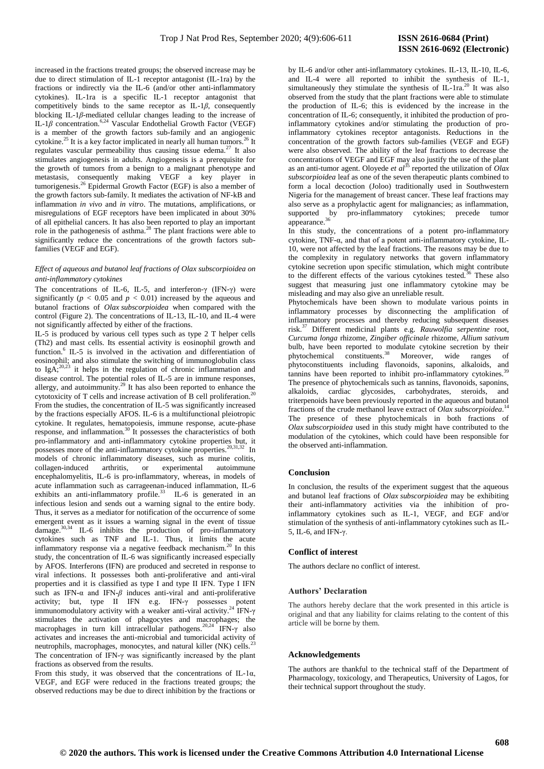increased in the fractions treated groups; the observed increase may be due to direct stimulation of IL-1 receptor antagonist (IL-1ra) by the fractions or indirectly via the IL-6 (and/or other anti-inflammatory cytokines). IL-1ra is a specific IL-1 receptor antagonist that competitively binds to the same receptor as IL-1*β*, consequently blocking IL-1*β*-mediated cellular changes leading to the increase of IL-1*β* concentration.[6,24] Vascular Endothelial Growth Factor (VEGF) is a member of the growth factors sub-family and an angiogenic cytokine.[25] It is a key factor implicated in nearly all human tumors.[26] It regulates vascular permeability thus causing tissue edema.[27] It also stimulates angiogenesis in adults. Angiogenesis is a prerequisite for the growth of tumors from a benign to a malignant phenotype and metastasis, consequently making VEGF a key player in tumorigenesis.[26] Epidermal Growth Factor (EGF) is also a member of the growth factors sub-family. It mediates the activation of NF-kB and inflammation *in vivo* and *in vitro*. The mutations, amplifications, or misregulations of EGF receptors have been implicated in about 30% of all epithelial cancers. It has also been reported to play an important role in the pathogenesis of asthma.[28] The plant fractions were able to significantly reduce the concentrations of the growth factors sub-families (VEGF and EGF).

*Effect of aqueous and butanol leaf fractions of Olax subscorpioidea on anti-inflammatory cytokines*

The concentrations of IL-6, IL-5, and interferon-γ (IFN-γ) were significantly ($p < 0.05$ and $p < 0.01$) increased by the aqueous and butanol fractions of *Olax subscorpioidea* when compared with the control (Figure 2). The concentrations of IL-13, IL-10, and IL-4 were not significantly affected by either of the fractions.

IL-5 is produced by various cell types such as type 2 T helper cells (Th2) and mast cells. Its essential activity is eosinophil growth and function.[6] IL-5 is involved in the activation and differentiation of eosinophil; and also stimulate the switching of immunoglobulin class to IgA;[20,23] it helps in the regulation of chronic inflammation and disease control. The potential roles of IL-5 are in immune responses, allergy, and autoimmunity.[29] It has also been reported to enhance the cytotoxicity of T cells and increase activation of B cell proliferation.[20] From the studies, the concentration of IL-5 was significantly increased by the fractions especially AFOS. IL-6 is a multifunctional pleiotropic cytokine. It regulates, hematopoiesis, immune response, acute-phase response, and inflammation.[30] It possesses the characteristics of both pro-inflammatory and anti-inflammatory cytokine properties but, it possesses more of the anti-inflammatory cytokine properties.[20,31,32] In models of chronic inflammatory diseases, such as murine colitis, collagen-induced arthritis, or experimental autoimmune encephalomyelitis, IL-6 is pro-inflammatory, whereas, in models of acute inflammation such as carrageenan-induced inflammation, IL-6 exhibits an anti-inflammatory profile.[33] IL-6 is generated in an infectious lesion and sends out a warning signal to the entire body. Thus, it serves as a mediator for notification of the occurrence of some emergent event as it issues a warning signal in the event of tissue damage.[30,34] IL-6 inhibits the production of pro-inflammatory cytokines such as TNF and IL-1. Thus, it limits the acute inflammatory response via a negative feedback mechanism.[20] In this study, the concentration of IL-6 was significantly increased especially by AFOS. Interferons (IFN) are produced and secreted in response to viral infections. It possesses both anti-proliferative and anti-viral properties and it is classified as type I and type II IFN. Type I IFN such as IFN-α and IFN-*β* induces anti-viral and anti-proliferative activity; but, type II IFN e.g. IFN-γ possesses potent immunomodulatory activity with a weaker anti-viral activity.[24] IFN-γ stimulates the activation of phagocytes and macrophages; the macrophages in turn kill intracellular pathogens.[20,24] IFN-γ also activates and increases the anti-microbial and tumoricidal activity of neutrophils, macrophages, monocytes, and natural killer (NK) cells.[23] The concentration of IFN-γ was significantly increased by the plant fractions as observed from the results.

From this study, it was observed that the concentrations of IL-1α, VEGF, and EGF were reduced in the fractions treated groups; the observed reductions may be due to direct inhibition by the fractions or by IL-6 and/or other anti-inflammatory cytokines. IL-13, IL-10, IL-6, and IL-4 were all reported to inhibit the synthesis of IL-1, simultaneously they stimulate the synthesis of IL-1ra.[20] It was also observed from the study that the plant fractions were able to stimulate the production of IL-6; this is evidenced by the increase in the concentration of IL-6; consequently, it inhibited the production of pro-inflammatory cytokines and/or stimulating the production of pro-inflammatory cytokines receptor antagonists. Reductions in the concentration of the growth factors sub-families (VEGF and EGF) were also observed. The ability of the leaf fractions to decrease the concentrations of VEGF and EGF may also justify the use of the plant as an anti-tumor agent. Oloyede *et al*[35] reported the utilization of *Olax subscorpioidea* leaf as one of the seven therapeutic plants combined to form a local decoction (Joloo) traditionally used in Southwestern Nigeria for the management of breast cancer. These leaf fractions may also serve as a prophylactic agent for malignancies; as inflammation, supported by pro-inflammatory cytokines; precede tumor appearance.[36]

In this study, the concentrations of a potent pro-inflammatory cytokine, TNF-α, and that of a potent anti-inflammatory cytokine, IL-10, were not affected by the leaf fractions. The reasons may be due to the complexity in regulatory networks that govern inflammatory cytokine secretion upon specific stimulation, which might contribute to the different effects of the various cytokines tested.[36] These also suggest that measuring just one inflammatory cytokine may be misleading and may also give an unreliable result.

Phytochemicals have been shown to modulate various points in inflammatory processes by disconnecting the amplification of inflammatory processes and thereby reducing subsequent diseases risk.[37] Different medicinal plants e.g. *Rauwolfia serpentine* root, *Curcuma longa* rhizome, *Zingiber officinale* rhizome, *Allium sativum* bulb, have been reported to modulate cytokine secretion by their phytochemical constituents.[38] Moreover, wide ranges of phytoconstituents including flavonoids, saponins, alkaloids, and tannins have been reported to inhibit pro-inflammatory cytokines.[39] The presence of phytochemicals such as tannins, flavonoids, saponins, alkaloids, cardiac glycosides, carbohydrates, steroids, and triterpenoids have been previously reported in the aqueous and butanol fractions of the crude methanol leave extract of *Olax subscorpioidea*.[14] The presence of these phytochemicals in both fractions of *Olax subscorpioidea* used in this study might have contributed to the modulation of the cytokines, which could have been responsible for the observed anti-inflammation.

## Conclusion

In conclusion, the results of the experiment suggest that the aqueous and butanol leaf fractions of *Olax subscorpioidea* may be exhibiting their anti-inflammatory activities via the inhibition of pro-inflammatory cytokines such as IL-1, VEGF, and EGF and/or stimulation of the synthesis of anti-inflammatory cytokines such as IL-5, IL-6, and IFN-γ.

## Conflict of interest

The authors declare no conflict of interest.

## Authors' Declaration

The authors hereby declare that the work presented in this article is original and that any liability for claims relating to the content of this article will be borne by them.

## Acknowledgements

The authors are thankful to the technical staff of the Department of Pharmacology, toxicology, and Therapeutics, University of Lagos, for their technical support throughout the study.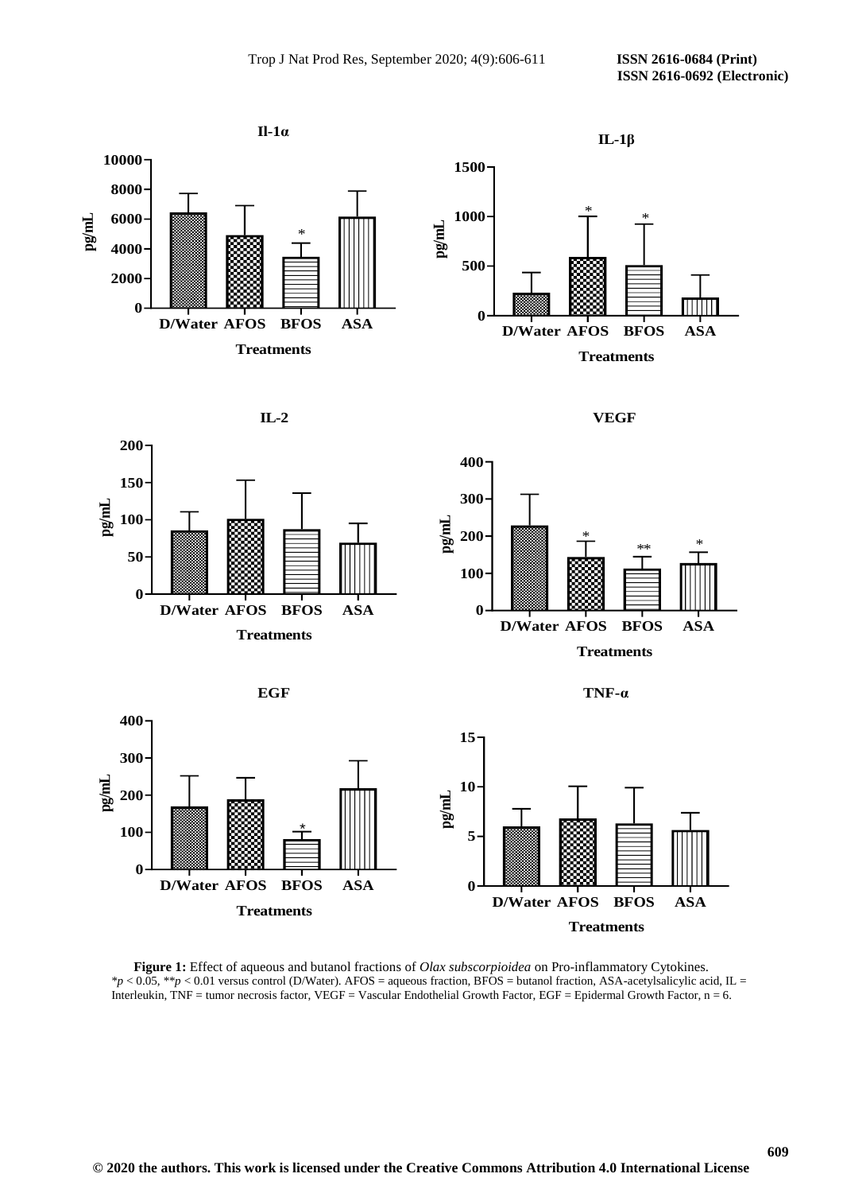**Figure 1:** Effect of aqueous and butanol fractions of *Olax subscorpioidea* on Pro-inflammatory Cytokines.
$*p < 0.05$, $**p < 0.01$ versus control (D/Water). AFOS = aqueous fraction, BFOS = butanol fraction, ASA-acetylsalicylic acid, IL = Interleukin, TNF = tumor necrosis factor, VEGF = Vascular Endothelial Growth Factor, EGF = Epidermal Growth Factor, n = 6.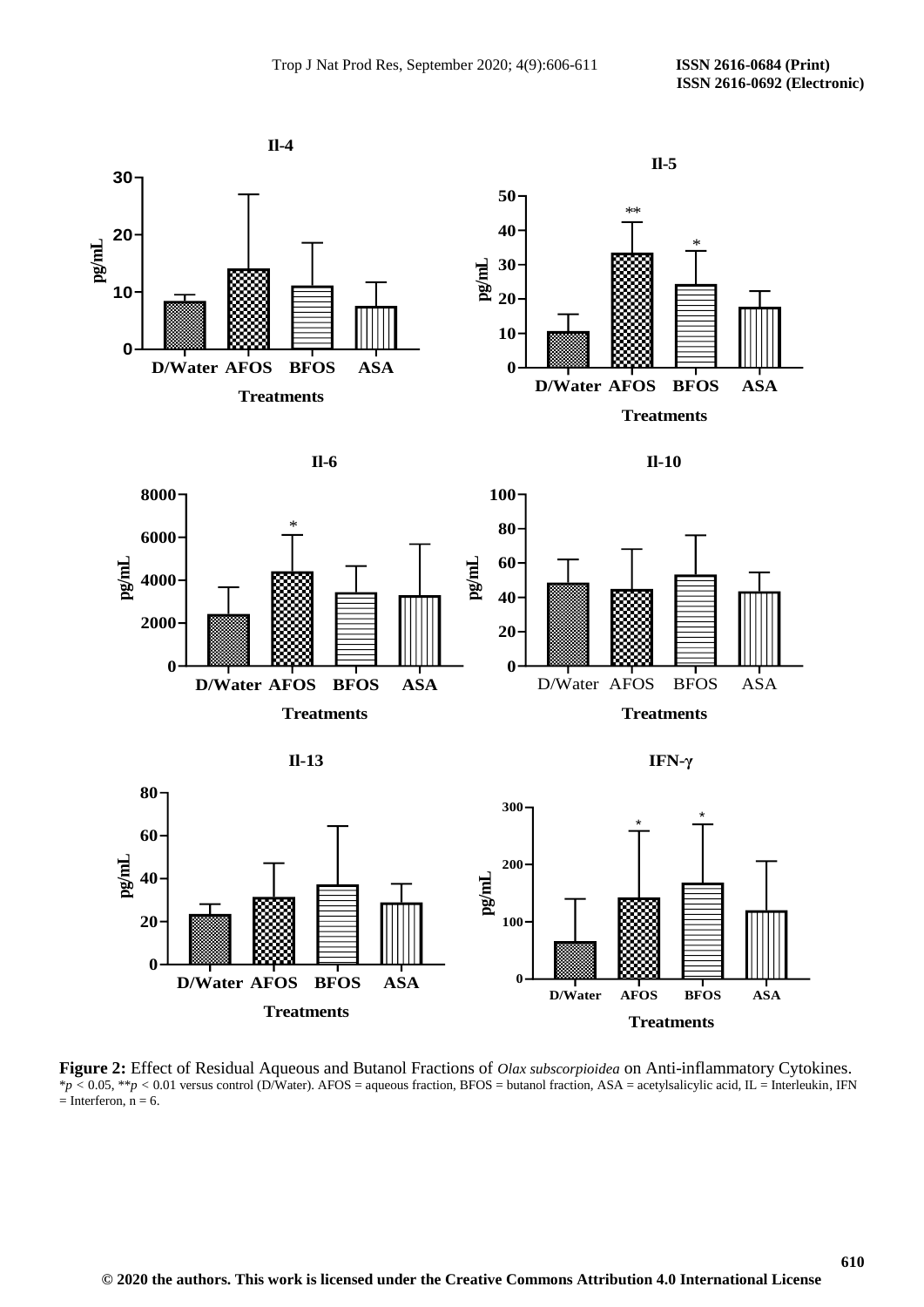**Figure 2:** Effect of Residual Aqueous and Butanol Fractions of *Olax subscorpioidea* on Anti-inflammatory Cytokines. $^{*}p < 0.05$, $^{**}p < 0.01$ versus control (D/Water). AFOS = aqueous fraction, BFOS = butanol fraction, ASA = acetylsalicylic acid, IL = Interleukin, IFN = Interferon, n = 6.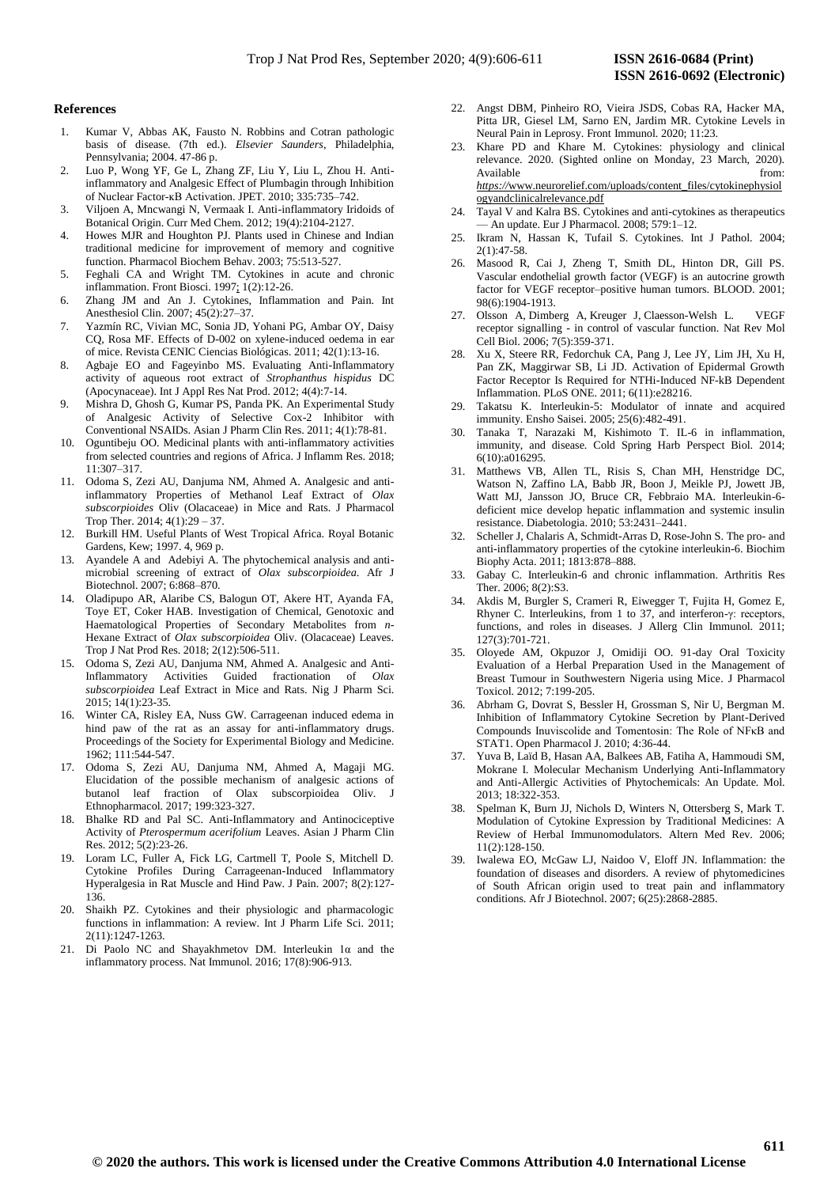### References

1. Kumar V, Abbas AK, Fausto N. Robbins and Cotran pathologic basis of disease. (7th ed.). *Elsevier Saunders*, Philadelphia, Pennsylvania; 2004. 47-86 p.
2. Luo P, Wong YF, Ge L, Zhang ZF, Liu Y, Liu L, Zhou H. Anti-inflammatory and Analgesic Effect of Plumbagin through Inhibition of Nuclear Factor-κB Activation. JPET. 2010; 335:735–742.
3. Viljoen A, Mncwangi N, Vermaak I. Anti-inflammatory Iridoids of Botanical Origin. Curr Med Chem. 2012; 19(4):2104-2127.
4. Howes MJR and Houghton PJ. Plants used in Chinese and Indian traditional medicine for improvement of memory and cognitive function. Pharmacol Biochem Behav. 2003; 75:513-527.
5. Feghali CA and Wright TM. Cytokines in acute and chronic inflammation. Front Biosci. 1997; 1(2):12-26.
6. Zhang JM and An J. Cytokines, Inflammation and Pain. Int Anesthesiol Clin. 2007; 45(2):27–37.
7. Yazmín RC, Vivian MC, Sonia JD, Yohani PG, Ambar OY, Daisy CQ, Rosa MF. Effects of D-002 on xylene-induced oedema in ear of mice. Revista CENIC Ciencias Biológicas. 2011; 42(1):13-16.
8. Agbaje EO and Fageyinbo MS. Evaluating Anti-Inflammatory activity of aqueous root extract of *Strophanthus hispidus* DC (Apocynaceae). Int J Appl Res Nat Prod. 2012; 4(4):7-14.
9. Mishra D, Ghosh G, Kumar PS, Panda PK. An Experimental Study of Analgesic Activity of Selective Cox-2 Inhibitor with Conventional NSAIDs. Asian J Pharm Clin Res. 2011; 4(1):78-81.
10. Oguntibeju OO. Medicinal plants with anti-inflammatory activities from selected countries and regions of Africa. J Inflamm Res. 2018; 11:307–317.
11. Odoma S, Zezi AU, Danjuma NM, Ahmed A. Analgesic and anti-inflammatory Properties of Methanol Leaf Extract of *Olax subscorpioides* Oliv (Olacaceae) in Mice and Rats. J Pharmacol Trop Ther. 2014; 4(1):29 – 37.
12. Burkill HM. Useful Plants of West Tropical Africa. Royal Botanic Gardens, Kew; 1997. 4, 969 p.
13. Ayandele A and Adebiyi A. The phytochemical analysis and antimicrobial screening of extract of *Olax subscorpioidea.* Afr J Biotechnol. 2007; 6:868–870.
14. Oladipupo AR, Alaribe CS, Balogun OT, Akere HT, Ayanda FA, Toye ET, Coker HAB. Investigation of Chemical, Genotoxic and Haematological Properties of Secondary Metabolites from *n*-Hexane Extract of *Olax subscorpioidea* Oliv. (Olacaceae) Leaves. Trop J Nat Prod Res. 2018; 2(12):506-511.
15. Odoma S, Zezi AU, Danjuma NM, Ahmed A. Analgesic and Anti-Inflammatory Activities Guided fractionation of *Olax subscorpioidea* Leaf Extract in Mice and Rats. Nig J Pharm Sci. 2015; 14(1):23-35.
16. Winter CA, Risley EA, Nuss GW. Carrageenan induced edema in hind paw of the rat as an assay for anti-inflammatory drugs. Proceedings of the Society for Experimental Biology and Medicine. 1962; 111:544-547.
17. Odoma S, Zezi AU, Danjuma NM, Ahmed A, Magaji MG. Elucidation of the possible mechanism of analgesic actions of butanol leaf fraction of Olax subscorpioidea Oliv. J Ethnopharmacol. 2017; 199:323-327.
18. Bhalke RD and Pal SC. Anti-Inflammatory and Antinociceptive Activity of *Pterospermum acerifolium* Leaves. Asian J Pharm Clin Res. 2012; 5(2):23-26.
19. Loram LC, Fuller A, Fick LG, Cartmell T, Poole S, Mitchell D. Cytokine Profiles During Carrageenan-Induced Inflammatory Hyperalgesia in Rat Muscle and Hind Paw. J Pain. 2007; 8(2):127-136.
20. Shaikh PZ. Cytokines and their physiologic and pharmacologic functions in inflammation: A review. Int J Pharm Life Sci. 2011; 2(11):1247-1263.
21. Di Paolo NC and Shayakhmetov DM. Interleukin 1α and the inflammatory process. Nat Immunol. 2016; 17(8):906-913.
22. Angst DBM, Pinheiro RO, Vieira JSDS, Cobas RA, Hacker MA, Pitta IJR, Giesel LM, Sarno EN, Jardim MR. Cytokine Levels in Neural Pain in Leprosy. Front Immunol. 2020; 11:23.
23. Khare PD and Khare M. Cytokines: physiology and clinical relevance. 2020. (Sighted online on Monday, 23 March, 2020). Available from: *https://*www.neurorelief.com/uploads/content_files/cytokinephysiologyandclinicalrelevance.pdf
24. Tayal V and Kalra BS. Cytokines and anti-cytokines as therapeutics — An update. Eur J Pharmacol. 2008; 579:1–12.
25. Ikram N, Hassan K, Tufail S. Cytokines. Int J Pathol. 2004; 2(1):47-58.
26. Masood R, Cai J, Zheng T, Smith DL, Hinton DR, Gill PS. Vascular endothelial growth factor (VEGF) is an autocrine growth factor for VEGF receptor–positive human tumors. BLOOD. 2001; 98(6):1904-1913.
27. Olsson A, Dimberg A, Kreuger J, Claesson-Welsh L. VEGF receptor signalling - in control of vascular function. Nat Rev Mol Cell Biol. 2006; 7(5):359-371.
28. Xu X, Steere RR, Fedorchuk CA, Pang J, Lee JY, Lim JH, Xu H, Pan ZK, Maggirwar SB, Li JD. Activation of Epidermal Growth Factor Receptor Is Required for NTHi-Induced NF-kB Dependent Inflammation. PLoS ONE. 2011; 6(11):e28216.
29. Takatsu K. Interleukin-5: Modulator of innate and acquired immunity. Ensho Saisei. 2005; 25(6):482-491.
30. Tanaka T, Narazaki M, Kishimoto T. IL-6 in inflammation, immunity, and disease. Cold Spring Harb Perspect Biol. 2014; 6(10):a016295.
31. Matthews VB, Allen TL, Risis S, Chan MH, Henstridge DC, Watson N, Zaffino LA, Babb JR, Boon J, Meikle PJ, Jowett JB, Watt MJ, Jansson JO, Bruce CR, Febbraio MA. Interleukin-6-deficient mice develop hepatic inflammation and systemic insulin resistance. Diabetologia. 2010; 53:2431–2441.
32. Scheller J, Chalaris A, Schmidt-Arras D, Rose-John S. The pro- and anti-inflammatory properties of the cytokine interleukin-6. Biochim Biophy Acta. 2011; 1813:878–888.
33. Gabay C. Interleukin-6 and chronic inflammation. Arthritis Res Ther. 2006; 8(2):S3.
34. Akdis M, Burgler S, Crameri R, Eiwegger T, Fujita H, Gomez E, Rhyner C. Interleukins, from 1 to 37, and interferon-γ: receptors, functions, and roles in diseases. J Allerg Clin Immunol. 2011; 127(3):701-721.
35. Oloyede AM, Okpuzor J, Omidiji OO. 91-day Oral Toxicity Evaluation of a Herbal Preparation Used in the Management of Breast Tumour in Southwestern Nigeria using Mice. J Pharmacol Toxicol. 2012; 7:199-205.
36. Abrham G, Dovrat S, Bessler H, Grossman S, Nir U, Bergman M. Inhibition of Inflammatory Cytokine Secretion by Plant-Derived Compounds Inuviscolide and Tomentosin: The Role of NFκB and STAT1. Open Pharmacol J. 2010; 4:36-44.
37. Yuva B, Laid B, Hasan AA, Balkees AB, Fatiha A, Hammoudi SM, Mokrane I. Molecular Mechanism Underlying Anti-Inflammatory and Anti-Allergic Activities of Phytochemicals: An Update. Mol. 2013; 18:322-353.
38. Spelman K, Burn JJ, Nichols D, Winters N, Ottersberg S, Mark T. Modulation of Cytokine Expression by Traditional Medicines: A Review of Herbal Immunomodulators. Altern Med Rev. 2006; 11(2):128-150.
39. Iwalewa EO, McGaw LJ, Naidoo V, Eloff JN. Inflammation: the foundation of diseases and disorders. A review of phytomedicines of South African origin used to treat pain and inflammatory conditions. Afr J Biotechnol. 2007; 6(25):2868-2885.